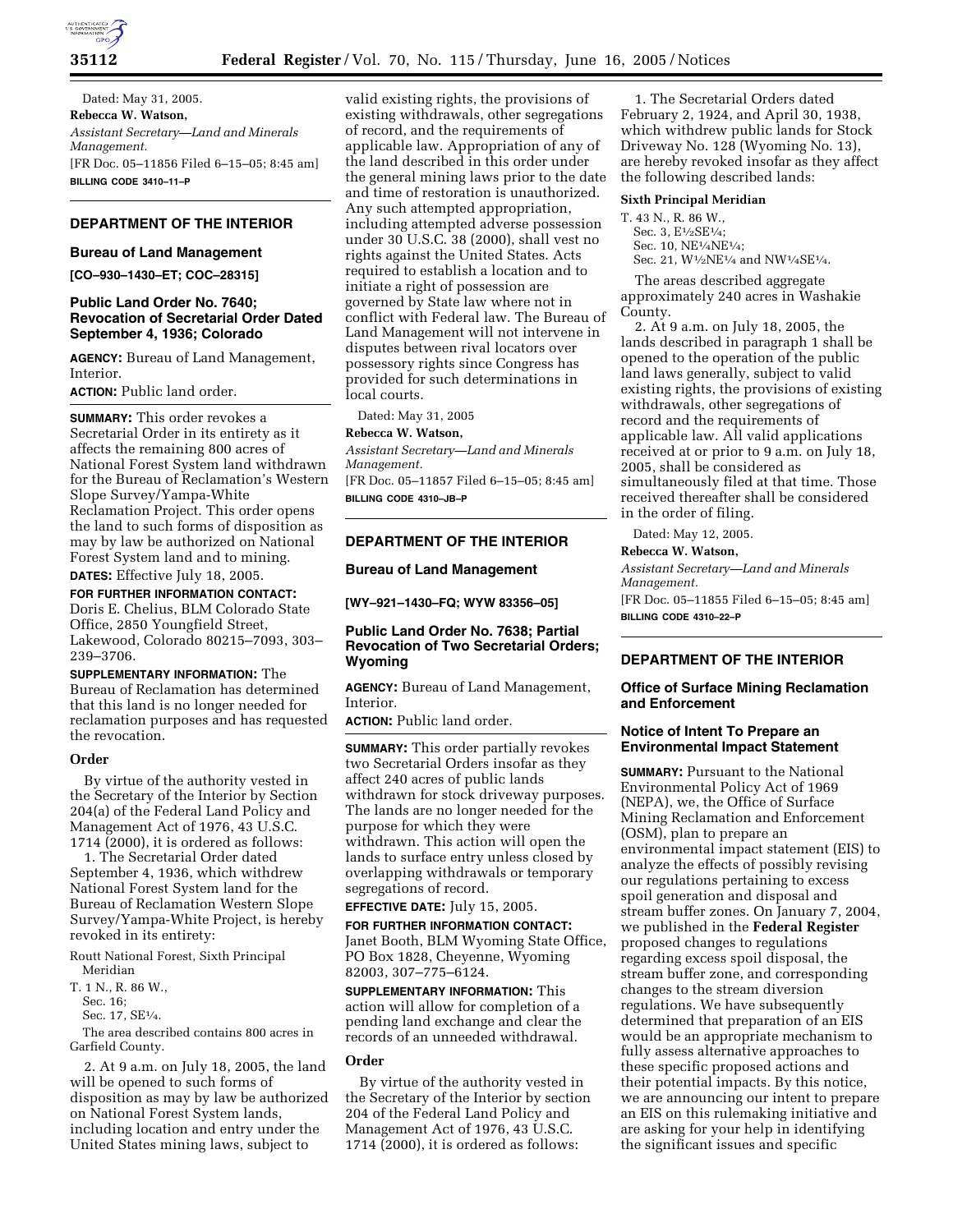Dated: May 31, 2005.

**Rebecca W. Watson,**

*Assistant Secretary—Land and Minerals Management.*

[FR Doc. 05–11856 Filed 6–15–05; 8:45 am]

**BILLING CODE 3410–11–P**

## DEPARTMENT OF THE INTERIOR

### Bureau of Land Management

**[CO–930–1430–ET; COC–28315]**

### Public Land Order No. 7640; Revocation of Secretarial Order Dated September 4, 1936; Colorado

**AGENCY:** Bureau of Land Management, Interior.

**ACTION:** Public land order.

**SUMMARY:** This order revokes a Secretarial Order in its entirety as it affects the remaining 800 acres of National Forest System land withdrawn for the Bureau of Reclamation's Western Slope Survey/Yampa-White Reclamation Project. This order opens the land to such forms of disposition as may by law be authorized on National Forest System land and to mining.

**DATES:** Effective July 18, 2005.

**FOR FURTHER INFORMATION CONTACT:** Doris E. Chelius, BLM Colorado State Office, 2850 Youngfield Street, Lakewood, Colorado 80215–7093, 303–239–3706.

**SUPPLEMENTARY INFORMATION:** The Bureau of Reclamation has determined that this land is no longer needed for reclamation purposes and has requested the revocation.

#### Order

By virtue of the authority vested in the Secretary of the Interior by Section 204(a) of the Federal Land Policy and Management Act of 1976, 43 U.S.C. 1714 (2000), it is ordered as follows:

1. The Secretarial Order dated September 4, 1936, which withdrew National Forest System land for the Bureau of Reclamation Western Slope Survey/Yampa-White Project, is hereby revoked in its entirety:

Routt National Forest, Sixth Principal Meridian

T. 1 N., R. 86 W.,
Sec. 16;
Sec. 17, SE¼.

The area described contains 800 acres in Garfield County.

2. At 9 a.m. on July 18, 2005, the land will be opened to such forms of disposition as may by law be authorized on National Forest System lands, including location and entry under the United States mining laws, subject to valid existing rights, the provisions of existing withdrawals, other segregations of record, and the requirements of applicable law. Appropriation of any of the land described in this order under the general mining laws prior to the date and time of restoration is unauthorized. Any such attempted appropriation, including attempted adverse possession under 30 U.S.C. 38 (2000), shall vest no rights against the United States. Acts required to establish a location and to initiate a right of possession are governed by State law where not in conflict with Federal law. The Bureau of Land Management will not intervene in disputes between rival locators over possessory rights since Congress has provided for such determinations in local courts.

Dated: May 31, 2005

**Rebecca W. Watson,**

*Assistant Secretary—Land and Minerals Management.*

[FR Doc. 05–11857 Filed 6–15–05; 8:45 am]

**BILLING CODE 4310–JB–P**

## DEPARTMENT OF THE INTERIOR

### Bureau of Land Management

**[WY–921–1430–FQ; WYW 83356–05]**

### Public Land Order No. 7638; Partial Revocation of Two Secretarial Orders; Wyoming

**AGENCY:** Bureau of Land Management, Interior.

**ACTION:** Public land order.

**SUMMARY:** This order partially revokes two Secretarial Orders insofar as they affect 240 acres of public lands withdrawn for stock driveway purposes. The lands are no longer needed for the purpose for which they were withdrawn. This action will open the lands to surface entry unless closed by overlapping withdrawals or temporary segregations of record.

**EFFECTIVE DATE:** July 15, 2005.

**FOR FURTHER INFORMATION CONTACT:** Janet Booth, BLM Wyoming State Office, PO Box 1828, Cheyenne, Wyoming 82003, 307–775–6124.

**SUPPLEMENTARY INFORMATION:** This action will allow for completion of a pending land exchange and clear the records of an unneeded withdrawal.

#### Order

By virtue of the authority vested in the Secretary of the Interior by section 204 of the Federal Land Policy and Management Act of 1976, 43 U.S.C. 1714 (2000), it is ordered as follows:

1. The Secretarial Orders dated February 2, 1924, and April 30, 1938, which withdrew public lands for Stock Driveway No. 128 (Wyoming No. 13), are hereby revoked insofar as they affect the following described lands:

**Sixth Principal Meridian**

T. 43 N., R. 86 W.,
Sec. 3, E½SE¼;
Sec. 10, NE¼NE¼;
Sec. 21, W½NE¼ and NW¼SE¼.

The areas described aggregate approximately 240 acres in Washakie County.

2. At 9 a.m. on July 18, 2005, the lands described in paragraph 1 shall be opened to the operation of the public land laws generally, subject to valid existing rights, the provisions of existing withdrawals, other segregations of record and the requirements of applicable law. All valid applications received at or prior to 9 a.m. on July 18, 2005, shall be considered as simultaneously filed at that time. Those received thereafter shall be considered in the order of filing.

Dated: May 12, 2005.

**Rebecca W. Watson,**

*Assistant Secretary—Land and Minerals Management.*

[FR Doc. 05–11855 Filed 6–15–05; 8:45 am]

**BILLING CODE 4310–22–P**

## DEPARTMENT OF THE INTERIOR

### Office of Surface Mining Reclamation and Enforcement

### Notice of Intent To Prepare an Environmental Impact Statement

**SUMMARY:** Pursuant to the National Environmental Policy Act of 1969 (NEPA), we, the Office of Surface Mining Reclamation and Enforcement (OSM), plan to prepare an environmental impact statement (EIS) to analyze the effects of possibly revising our regulations pertaining to excess spoil generation and disposal and stream buffer zones. On January 7, 2004, we published in the **Federal Register** proposed changes to regulations regarding excess spoil disposal, the stream buffer zone, and corresponding changes to the stream diversion regulations. We have subsequently determined that preparation of an EIS would be an appropriate mechanism to fully assess alternative approaches to these specific proposed actions and their potential impacts. By this notice, we are announcing our intent to prepare an EIS on this rulemaking initiative and are asking for your help in identifying the significant issues and specific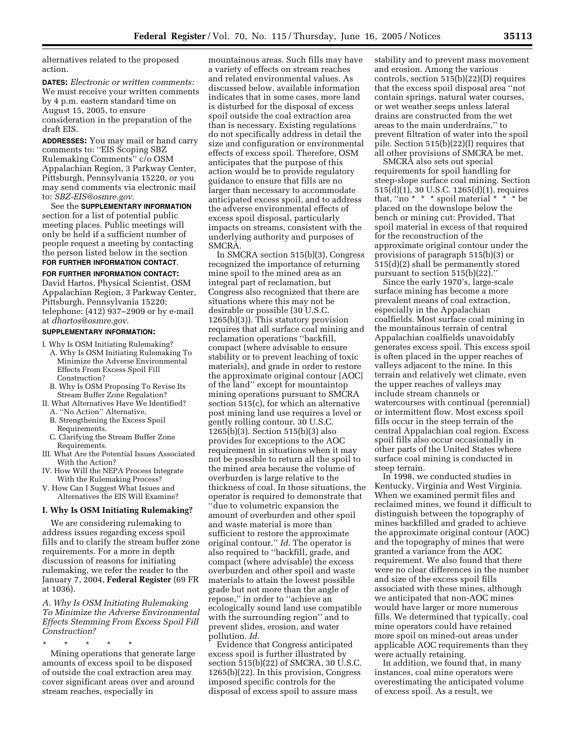alternatives related to the proposed action.

**DATES:** *Electronic or written comments:* We must receive your written comments by 4 p.m. eastern standard time on August 15, 2005, to ensure consideration in the preparation of the draft EIS.

**ADDRESSES:** You may mail or hand carry comments to: ''EIS Scoping SBZ Rulemaking Comments'' c/o OSM Appalachian Region, 3 Parkway Center, Pittsburgh, Pennsylvania 15220, or you may send comments via electronic mail to: *SBZ-EIS@osmre.gov*.

See the **SUPPLEMENTARY INFORMATION** section for a list of potential public meeting places. Public meetings will only be held if a sufficient number of people request a meeting by contacting the person listed below in the section **FOR FURTHER INFORMATION CONTACT**.

**FOR FURTHER INFORMATION CONTACT:** David Hartos, Physical Scientist, OSM Appalachian Region, 3 Parkway Center, Pittsburgh, Pennsylvania 15220; telephone: (412) 937–2909 or by e-mail at *dhartos@osmre.gov*.

**SUPPLEMENTARY INFORMATION:**

I. Why Is OSM Initiating Rulemaking?
  A. Why Is OSM Initiating Rulemaking To Minimize the Adverse Environmental Effects From Excess Spoil Fill Construction?
  B. Why Is OSM Proposing To Revise Its Stream Buffer Zone Regulation?
II. What Alternatives Have We Identified?
  A. ''No Action'' Alternative.
  B. Strengthening the Excess Spoil Requirements.
  C. Clarifying the Stream Buffer Zone Requirements.
III. What Are the Potential Issues Associated With the Action?
IV. How Will the NEPA Process Integrate With the Rulemaking Process?
V. How Can I Suggest What Issues and Alternatives the EIS Will Examine?

## I. Why Is OSM Initiating Rulemaking?

We are considering rulemaking to address issues regarding excess spoil fills and to clarify the stream buffer zone requirements. For a more in depth discussion of reasons for initiating rulemaking, we refer the reader to the January 7, 2004, **Federal Register** (69 FR at 1036).

### *A. Why Is OSM Initiating Rulemaking To Minimize the Adverse Environmental Effects Stemming From Excess Spoil Fill Construction?*

\* \* \* \* \*

Mining operations that generate large amounts of excess spoil to be disposed of outside the coal extraction area may cover significant areas over and around stream reaches, especially in mountainous areas. Such fills may have a variety of effects on stream reaches and related environmental values. As discussed below, available information indicates that in some cases, more land is disturbed for the disposal of excess spoil outside the coal extraction area than is necessary. Existing regulations do not specifically address in detail the size and configuration or environmental effects of excess spoil. Therefore, OSM anticipates that the purpose of this action would be to provide regulatory guidance to ensure that fills are no larger than necessary to accommodate anticipated excess spoil, and to address the adverse environmental effects of excess spoil disposal, particularly impacts on streams, consistent with the underlying authority and purposes of SMCRA.

In SMCRA section 515(b)(3), Congress recognized the importance of returning mine spoil to the mined area as an integral part of reclamation, but Congress also recognized that there are situations where this may not be desirable or possible (30 U.S.C. 1265(b)(3)). This statutory provision requires that all surface coal mining and reclamation operations ''backfill, compact (where advisable to ensure stability or to prevent leaching of toxic materials), and grade in order to restore the approximate original contour [AOC] of the land'' except for mountaintop mining operations pursuant to SMCRA section 515(c), for which an alternative post mining land use requires a level or gently rolling contour. 30 U.S.C. 1265(b)(3). Section 515(b)(3) also provides for exceptions to the AOC requirement in situations when it may not be possible to return all the spoil to the mined area because the volume of overburden is large relative to the thickness of coal. In those situations, the operator is required to demonstrate that ''due to volumetric expansion the amount of overburden and other spoil and waste material is more than sufficient to restore the approximate original contour.'' *Id*. The operator is also required to ''backfill, grade, and compact (where advisable) the excess overburden and other spoil and waste materials to attain the lowest possible grade but not more than the angle of repose,'' in order to ''achieve an ecologically sound land use compatible with the surrounding region'' and to prevent slides, erosion, and water pollution. *Id*.

Evidence that Congress anticipated excess spoil is further illustrated by section 515(b)(22) of SMCRA, 30 U.S.C. 1265(b)(22). In this provision, Congress imposed specific controls for the disposal of excess spoil to assure mass stability and to prevent mass movement and erosion. Among the various controls, section 515(b)(22)(D) requires that the excess spoil disposal area ''not contain springs, natural water courses, or wet weather seeps unless lateral drains are constructed from the wet areas to the main underdrains,'' to prevent filtration of water into the spoil pile. Section 515(b)(22)(I) requires that all other provisions of SMCRA be met.

SMCRA also sets out special requirements for spoil handling for steep-slope surface coal mining. Section 515(d)(1), 30 U.S.C. 1265(d)(1), requires that, ''no \* \* \* spoil material \* \* \* be placed on the downslope below the bench or mining cut: Provided, That spoil material in excess of that required for the reconstruction of the approximate original contour under the provisions of paragraph 515(b)(3) or 515(d)(2) shall be permanently stored pursuant to section 515(b)(22).''

Since the early 1970's, large-scale surface mining has become a more prevalent means of coal extraction, especially in the Appalachian coalfields. Most surface coal mining in the mountainous terrain of central Appalachian coalfields unavoidably generates excess spoil. This excess spoil is often placed in the upper reaches of valleys adjacent to the mine. In this terrain and relatively wet climate, even the upper reaches of valleys may include stream channels or watercourses with continual (perennial) or intermittent flow. Most excess spoil fills occur in the steep terrain of the central Appalachian coal region. Excess spoil fills also occur occasionally in other parts of the United States where surface coal mining is conducted in steep terrain.

In 1998, we conducted studies in Kentucky, Virginia and West Virginia. When we examined permit files and reclaimed mines, we found it difficult to distinguish between the topography of mines backfilled and graded to achieve the approximate original contour (AOC) and the topography of mines that were granted a variance from the AOC requirement. We also found that there were no clear differences in the number and size of the excess spoil fills associated with these mines, although we anticipated that non-AOC mines would have larger or more numerous fills. We determined that typically, coal mine operators could have retained more spoil on mined-out areas under applicable AOC requirements than they were actually retaining.

In addition, we found that, in many instances, coal mine operators were overestimating the anticipated volume of excess spoil. As a result, we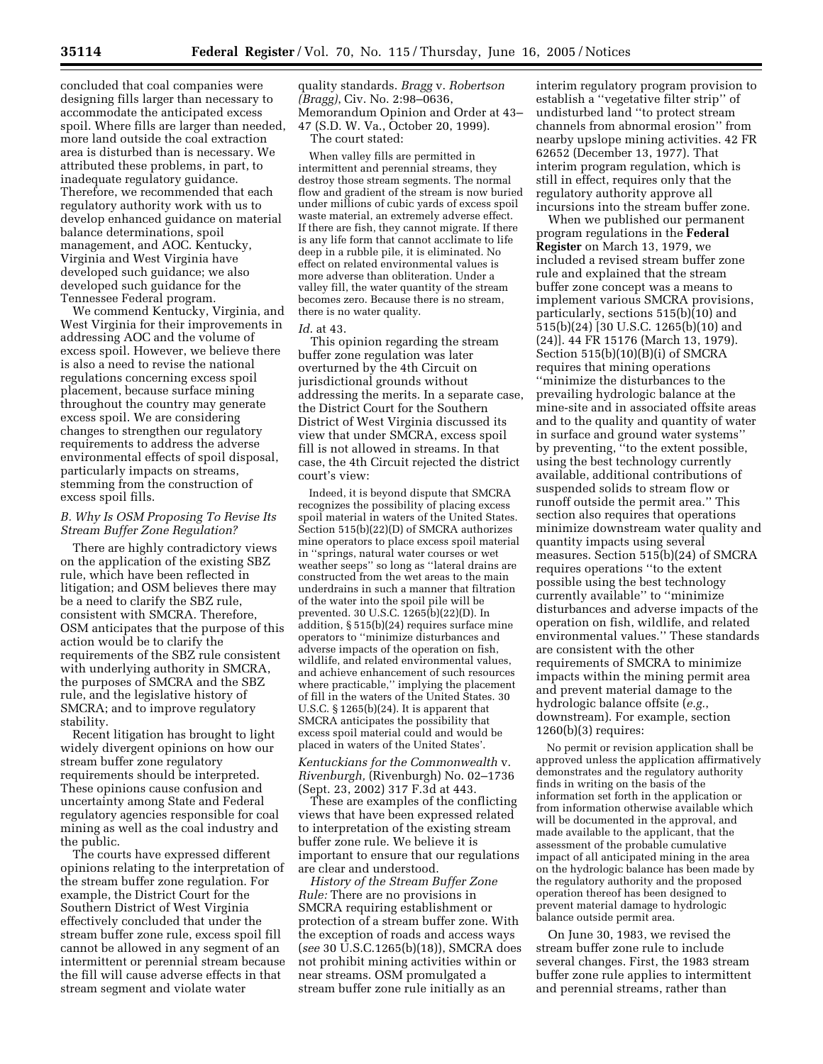concluded that coal companies were designing fills larger than necessary to accommodate the anticipated excess spoil. Where fills are larger than needed, more land outside the coal extraction area is disturbed than is necessary. We attributed these problems, in part, to inadequate regulatory guidance. Therefore, we recommended that each regulatory authority work with us to develop enhanced guidance on material balance determinations, spoil management, and AOC. Kentucky, Virginia and West Virginia have developed such guidance; we also developed such guidance for the Tennessee Federal program.

We commend Kentucky, Virginia, and West Virginia for their improvements in addressing AOC and the volume of excess spoil. However, we believe there is also a need to revise the national regulations concerning excess spoil placement, because surface mining throughout the country may generate excess spoil. We are considering changes to strengthen our regulatory requirements to address the adverse environmental effects of spoil disposal, particularly impacts on streams, stemming from the construction of excess spoil fills.

### *B. Why Is OSM Proposing To Revise Its Stream Buffer Zone Regulation?*

There are highly contradictory views on the application of the existing SBZ rule, which have been reflected in litigation; and OSM believes there may be a need to clarify the SBZ rule, consistent with SMCRA. Therefore, OSM anticipates that the purpose of this action would be to clarify the requirements of the SBZ rule consistent with underlying authority in SMCRA, the purposes of SMCRA and the SBZ rule, and the legislative history of SMCRA; and to improve regulatory stability.

Recent litigation has brought to light widely divergent opinions on how our stream buffer zone regulatory requirements should be interpreted. These opinions cause confusion and uncertainty among State and Federal regulatory agencies responsible for coal mining as well as the coal industry and the public.

The courts have expressed different opinions relating to the interpretation of the stream buffer zone regulation. For example, the District Court for the Southern District of West Virginia effectively concluded that under the stream buffer zone rule, excess spoil fill cannot be allowed in any segment of an intermittent or perennial stream because the fill will cause adverse effects in that stream segment and violate water quality standards. *Bragg* v. *Robertson (Bragg)*, Civ. No. 2:98–0636, Memorandum Opinion and Order at 43–47 (S.D. W. Va., October 20, 1999).

The court stated:

> When valley fills are permitted in intermittent and perennial streams, they destroy those stream segments. The normal flow and gradient of the stream is now buried under millions of cubic yards of excess spoil waste material, an extremely adverse effect. If there are fish, they cannot migrate. If there is any life form that cannot acclimate to life deep in a rubble pile, it is eliminated. No effect on related environmental values is more adverse than obliteration. Under a valley fill, the water quantity of the stream becomes zero. Because there is no stream, there is no water quality.

*Id.* at 43.

This opinion regarding the stream buffer zone regulation was later overturned by the 4th Circuit on jurisdictional grounds without addressing the merits. In a separate case, the District Court for the Southern District of West Virginia discussed its view that under SMCRA, excess spoil fill is not allowed in streams. In that case, the 4th Circuit rejected the district court's view:

> Indeed, it is beyond dispute that SMCRA recognizes the possibility of placing excess spoil material in waters of the United States. Section 515(b)(22)(D) of SMCRA authorizes mine operators to place excess spoil material in ''springs, natural water courses or wet weather seeps'' so long as ''lateral drains are constructed from the wet areas to the main underdrains in such a manner that filtration of the water into the spoil pile will be prevented. 30 U.S.C. 1265(b)(22)(D). In addition, § 515(b)(24) requires surface mine operators to ''minimize disturbances and adverse impacts of the operation on fish, wildlife, and related environmental values, and achieve enhancement of such resources where practicable,'' implying the placement of fill in the waters of the United States. 30 U.S.C. § 1265(b)(24). It is apparent that SMCRA anticipates the possibility that excess spoil material could and would be placed in waters of the United States'.

*Kentuckians for the Commonwealth* v. *Rivenburgh,* (Rivenburgh) No. 02–1736 (Sept. 23, 2002) 317 F.3d at 443.

These are examples of the conflicting views that have been expressed related to interpretation of the existing stream buffer zone rule. We believe it is important to ensure that our regulations are clear and understood.

*History of the Stream Buffer Zone Rule:* There are no provisions in SMCRA requiring establishment or protection of a stream buffer zone. With the exception of roads and access ways (*see* 30 U.S.C.1265(b)(18)), SMCRA does not prohibit mining activities within or near streams. OSM promulgated a stream buffer zone rule initially as an interim regulatory program provision to establish a ''vegetative filter strip'' of undisturbed land ''to protect stream channels from abnormal erosion'' from nearby upslope mining activities. 42 FR 62652 (December 13, 1977). That interim program regulation, which is still in effect, requires only that the regulatory authority approve all incursions into the stream buffer zone.

When we published our permanent program regulations in the **Federal Register** on March 13, 1979, we included a revised stream buffer zone rule and explained that the stream buffer zone concept was a means to implement various SMCRA provisions, particularly, sections 515(b)(10) and 515(b)(24) [30 U.S.C. 1265(b)(10) and (24)]. 44 FR 15176 (March 13, 1979). Section 515(b)(10)(B)(i) of SMCRA requires that mining operations ''minimize the disturbances to the prevailing hydrologic balance at the mine-site and in associated offsite areas and to the quality and quantity of water in surface and ground water systems'' by preventing, ''to the extent possible, using the best technology currently available, additional contributions of suspended solids to stream flow or runoff outside the permit area.'' This section also requires that operations minimize downstream water quality and quantity impacts using several measures. Section 515(b)(24) of SMCRA requires operations ''to the extent possible using the best technology currently available'' to ''minimize disturbances and adverse impacts of the operation on fish, wildlife, and related environmental values.'' These standards are consistent with the other requirements of SMCRA to minimize impacts within the mining permit area and prevent material damage to the hydrologic balance offsite (*e.g.*, downstream). For example, section 1260(b)(3) requires:

> No permit or revision application shall be approved unless the application affirmatively demonstrates and the regulatory authority finds in writing on the basis of the information set forth in the application or from information otherwise available which will be documented in the approval, and made available to the applicant, that the assessment of the probable cumulative impact of all anticipated mining in the area on the hydrologic balance has been made by the regulatory authority and the proposed operation thereof has been designed to prevent material damage to hydrologic balance outside permit area.

On June 30, 1983, we revised the stream buffer zone rule to include several changes. First, the 1983 stream buffer zone rule applies to intermittent and perennial streams, rather than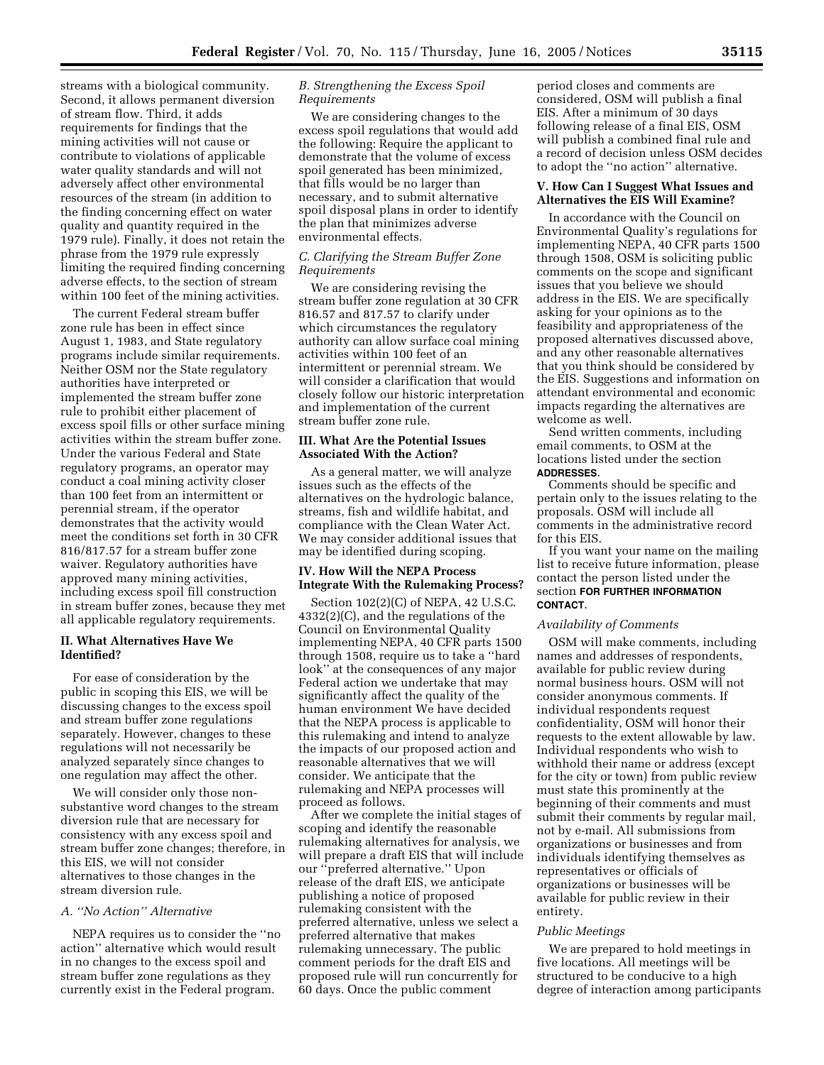streams with a biological community. Second, it allows permanent diversion of stream flow. Third, it adds requirements for findings that the mining activities will not cause or contribute to violations of applicable water quality standards and will not adversely affect other environmental resources of the stream (in addition to the finding concerning effect on water quality and quantity required in the 1979 rule). Finally, it does not retain the phrase from the 1979 rule expressly limiting the required finding concerning adverse effects, to the section of stream within 100 feet of the mining activities.

The current Federal stream buffer zone rule has been in effect since August 1, 1983, and State regulatory programs include similar requirements. Neither OSM nor the State regulatory authorities have interpreted or implemented the stream buffer zone rule to prohibit either placement of excess spoil fills or other surface mining activities within the stream buffer zone. Under the various Federal and State regulatory programs, an operator may conduct a coal mining activity closer than 100 feet from an intermittent or perennial stream, if the operator demonstrates that the activity would meet the conditions set forth in 30 CFR 816/817.57 for a stream buffer zone waiver. Regulatory authorities have approved many mining activities, including excess spoil fill construction in stream buffer zones, because they met all applicable regulatory requirements.

## II. What Alternatives Have We Identified?

For ease of consideration by the public in scoping this EIS, we will be discussing changes to the excess spoil and stream buffer zone regulations separately. However, changes to these regulations will not necessarily be analyzed separately since changes to one regulation may affect the other.

We will consider only those non-substantive word changes to the stream diversion rule that are necessary for consistency with any excess spoil and stream buffer zone changes; therefore, in this EIS, we will not consider alternatives to those changes in the stream diversion rule.

### *A. ''No Action'' Alternative*

NEPA requires us to consider the ''no action'' alternative which would result in no changes to the excess spoil and stream buffer zone regulations as they currently exist in the Federal program.

### *B. Strengthening the Excess Spoil Requirements*

We are considering changes to the excess spoil regulations that would add the following: Require the applicant to demonstrate that the volume of excess spoil generated has been minimized, that fills would be no larger than necessary, and to submit alternative spoil disposal plans in order to identify the plan that minimizes adverse environmental effects.

### *C. Clarifying the Stream Buffer Zone Requirements*

We are considering revising the stream buffer zone regulation at 30 CFR 816.57 and 817.57 to clarify under which circumstances the regulatory authority can allow surface coal mining activities within 100 feet of an intermittent or perennial stream. We will consider a clarification that would closely follow our historic interpretation and implementation of the current stream buffer zone rule.

## III. What Are the Potential Issues Associated With the Action?

As a general matter, we will analyze issues such as the effects of the alternatives on the hydrologic balance, streams, fish and wildlife habitat, and compliance with the Clean Water Act. We may consider additional issues that may be identified during scoping.

## IV. How Will the NEPA Process Integrate With the Rulemaking Process?

Section 102(2)(C) of NEPA, 42 U.S.C. 4332(2)(C), and the regulations of the Council on Environmental Quality implementing NEPA, 40 CFR parts 1500 through 1508, require us to take a ''hard look'' at the consequences of any major Federal action we undertake that may significantly affect the quality of the human environment We have decided that the NEPA process is applicable to this rulemaking and intend to analyze the impacts of our proposed action and reasonable alternatives that we will consider. We anticipate that the rulemaking and NEPA processes will proceed as follows.

After we complete the initial stages of scoping and identify the reasonable rulemaking alternatives for analysis, we will prepare a draft EIS that will include our ''preferred alternative.'' Upon release of the draft EIS, we anticipate publishing a notice of proposed rulemaking consistent with the preferred alternative, unless we select a preferred alternative that makes rulemaking unnecessary. The public comment periods for the draft EIS and proposed rule will run concurrently for 60 days. Once the public comment period closes and comments are considered, OSM will publish a final EIS. After a minimum of 30 days following release of a final EIS, OSM will publish a combined final rule and a record of decision unless OSM decides to adopt the ''no action'' alternative.

## V. How Can I Suggest What Issues and Alternatives the EIS Will Examine?

In accordance with the Council on Environmental Quality's regulations for implementing NEPA, 40 CFR parts 1500 through 1508, OSM is soliciting public comments on the scope and significant issues that you believe we should address in the EIS. We are specifically asking for your opinions as to the feasibility and appropriateness of the proposed alternatives discussed above, and any other reasonable alternatives that you think should be considered by the EIS. Suggestions and information on attendant environmental and economic impacts regarding the alternatives are welcome as well.

Send written comments, including email comments, to OSM at the locations listed under the section **ADDRESSES**.

Comments should be specific and pertain only to the issues relating to the proposals. OSM will include all comments in the administrative record for this EIS.

If you want your name on the mailing list to receive future information, please contact the person listed under the section **FOR FURTHER INFORMATION CONTACT**.

### *Availability of Comments*

OSM will make comments, including names and addresses of respondents, available for public review during normal business hours. OSM will not consider anonymous comments. If individual respondents request confidentiality, OSM will honor their requests to the extent allowable by law. Individual respondents who wish to withhold their name or address (except for the city or town) from public review must state this prominently at the beginning of their comments and must submit their comments by regular mail, not by e-mail. All submissions from organizations or businesses and from individuals identifying themselves as representatives or officials of organizations or businesses will be available for public review in their entirety.

### *Public Meetings*

We are prepared to hold meetings in five locations. All meetings will be structured to be conducive to a high degree of interaction among participants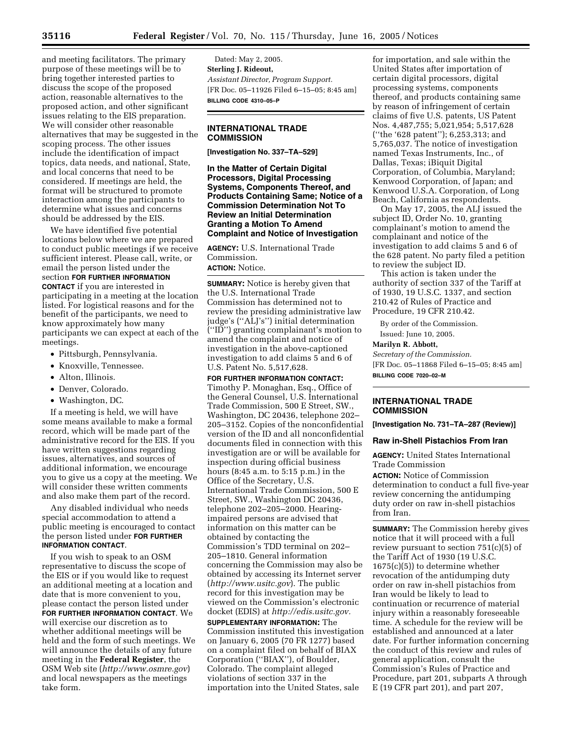and meeting facilitators. The primary purpose of these meetings will be to bring together interested parties to discuss the scope of the proposed action, reasonable alternatives to the proposed action, and other significant issues relating to the EIS preparation. We will consider other reasonable alternatives that may be suggested in the scoping process. The other issues include the identification of impact topics, data needs, and national, State, and local concerns that need to be considered. If meetings are held, the format will be structured to promote interaction among the participants to determine what issues and concerns should be addressed by the EIS.

We have identified five potential locations below where we are prepared to conduct public meetings if we receive sufficient interest. Please call, write, or email the person listed under the section **FOR FURTHER INFORMATION CONTACT** if you are interested in participating in a meeting at the location listed. For logistical reasons and for the benefit of the participants, we need to know approximately how many participants we can expect at each of the meetings.

- Pittsburgh, Pennsylvania.
- Knoxville, Tennessee.
- Alton, Illinois.
- Denver, Colorado.
- Washington, DC.

If a meeting is held, we will have some means available to make a formal record, which will be made part of the administrative record for the EIS. If you have written suggestions regarding issues, alternatives, and sources of additional information, we encourage you to give us a copy at the meeting. We will consider these written comments and also make them part of the record.

Any disabled individual who needs special accommodation to attend a public meeting is encouraged to contact the person listed under **FOR FURTHER INFORMATION CONTACT**.

If you wish to speak to an OSM representative to discuss the scope of the EIS or if you would like to request an additional meeting at a location and date that is more convenient to you, please contact the person listed under **FOR FURTHER INFORMATION CONTACT**. We will exercise our discretion as to whether additional meetings will be held and the form of such meetings. We will announce the details of any future meeting in the **Federal Register**, the OSM Web site (*http://www.osmre.gov*) and local newspapers as the meetings take form.

Dated: May 2, 2005.

**Sterling J. Rideout,**

*Assistant Director, Program Support.*

[FR Doc. 05–11926 Filed 6–15–05; 8:45 am]

**BILLING CODE 4310–05–P**

---

## INTERNATIONAL TRADE COMMISSION

**[Investigation No. 337–TA–529]**

### In the Matter of Certain Digital Processors, Digital Processing Systems, Components Thereof, and Products Containing Same; Notice of a Commission Determination Not To Review an Initial Determination Granting a Motion To Amend Complaint and Notice of Investigation

**AGENCY:** U.S. International Trade Commission.

**ACTION:** Notice.

**SUMMARY:** Notice is hereby given that the U.S. International Trade Commission has determined not to review the presiding administrative law judge's (''ALJ's'') initial determination (''ID'') granting complainant's motion to amend the complaint and notice of investigation in the above-captioned investigation to add claims 5 and 6 of U.S. Patent No. 5,517,628.

**FOR FURTHER INFORMATION CONTACT:** Timothy P. Monaghan, Esq., Office of the General Counsel, U.S. International Trade Commission, 500 E Street, SW., Washington, DC 20436, telephone 202–205–3152. Copies of the nonconfidential version of the ID and all nonconfidential documents filed in connection with this investigation are or will be available for inspection during official business hours (8:45 a.m. to 5:15 p.m.) in the Office of the Secretary, U.S. International Trade Commission, 500 E Street, SW., Washington DC 20436, telephone 202–205–2000. Hearing-impaired persons are advised that information on this matter can be obtained by contacting the Commission's TDD terminal on 202–205–1810. General information concerning the Commission may also be obtained by accessing its Internet server (*http://www.usitc.gov*). The public record for this investigation may be viewed on the Commission's electronic docket (EDIS) at *http://edis.usitc.gov.*

**SUPPLEMENTARY INFORMATION:** The Commission instituted this investigation on January 6, 2005 (70 FR 1277) based on a complaint filed on behalf of BIAX Corporation (''BIAX''), of Boulder, Colorado. The complaint alleged violations of section 337 in the importation into the United States, sale for importation, and sale within the United States after importation of certain digital processors, digital processing systems, components thereof, and products containing same by reason of infringement of certain claims of five U.S. patents, US Patent Nos. 4,487,755; 5,021,954; 5,517,628 (''the '628 patent''); 6,253,313; and 5,765,037. The notice of investigation named Texas Instruments, Inc., of Dallas, Texas; iBiquit Digital Corporation, of Columbia, Maryland; Kenwood Corporation, of Japan; and Kenwood U.S.A. Corporation, of Long Beach, California as respondents.

On May 17, 2005, the ALJ issued the subject ID, Order No. 10, granting complainant's motion to amend the complaint and notice of the investigation to add claims 5 and 6 of the 628 patent. No party filed a petition to review the subject ID.

This action is taken under the authority of section 337 of the Tariff at of 1930, 19 U.S.C. 1337, and section 210.42 of Rules of Practice and Procedure, 19 CFR 210.42.

By order of the Commission.

Issued: June 10, 2005.

**Marilyn R. Abbott,**

*Secretary of the Commission.*

[FR Doc. 05–11868 Filed 6–15–05; 8:45 am]

**BILLING CODE 7020–02–M**

---

## INTERNATIONAL TRADE COMMISSION

**[Investigation No. 731–TA–287 (Review)]**

### Raw in-Shell Pistachios From Iran

**AGENCY:** United States International Trade Commission

**ACTION:** Notice of Commission determination to conduct a full five-year review concerning the antidumping duty order on raw in-shell pistachios from Iran.

**SUMMARY:** The Commission hereby gives notice that it will proceed with a full review pursuant to section 751(c)(5) of the Tariff Act of 1930 (19 U.S.C. 1675(c)(5)) to determine whether revocation of the antidumping duty order on raw in-shell pistachios from Iran would be likely to lead to continuation or recurrence of material injury within a reasonably foreseeable time. A schedule for the review will be established and announced at a later date. For further information concerning the conduct of this review and rules of general application, consult the Commission's Rules of Practice and Procedure, part 201, subparts A through E (19 CFR part 201), and part 207,